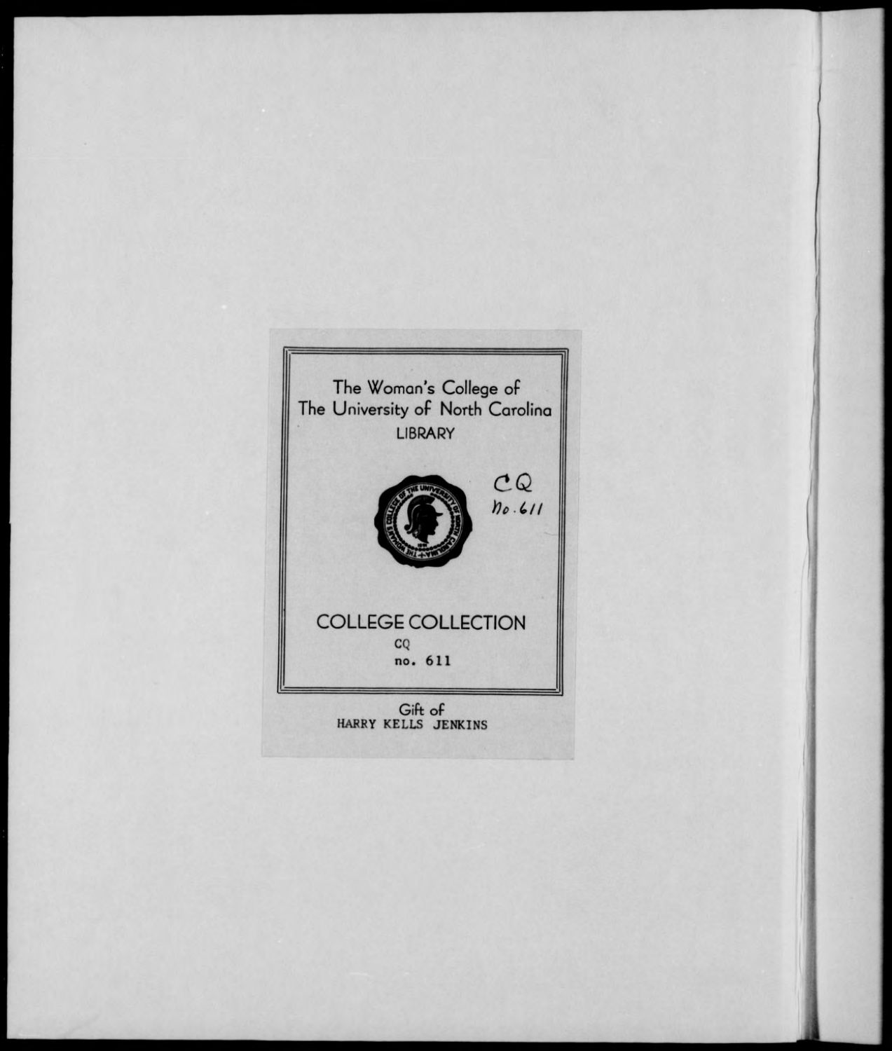The Woman's College of
The University of North Carolina
LIBRARY

CQ
no. 611

COLLEGE COLLECTION
CQ
no. 611

Gift of
HARRY KELLS JENKINS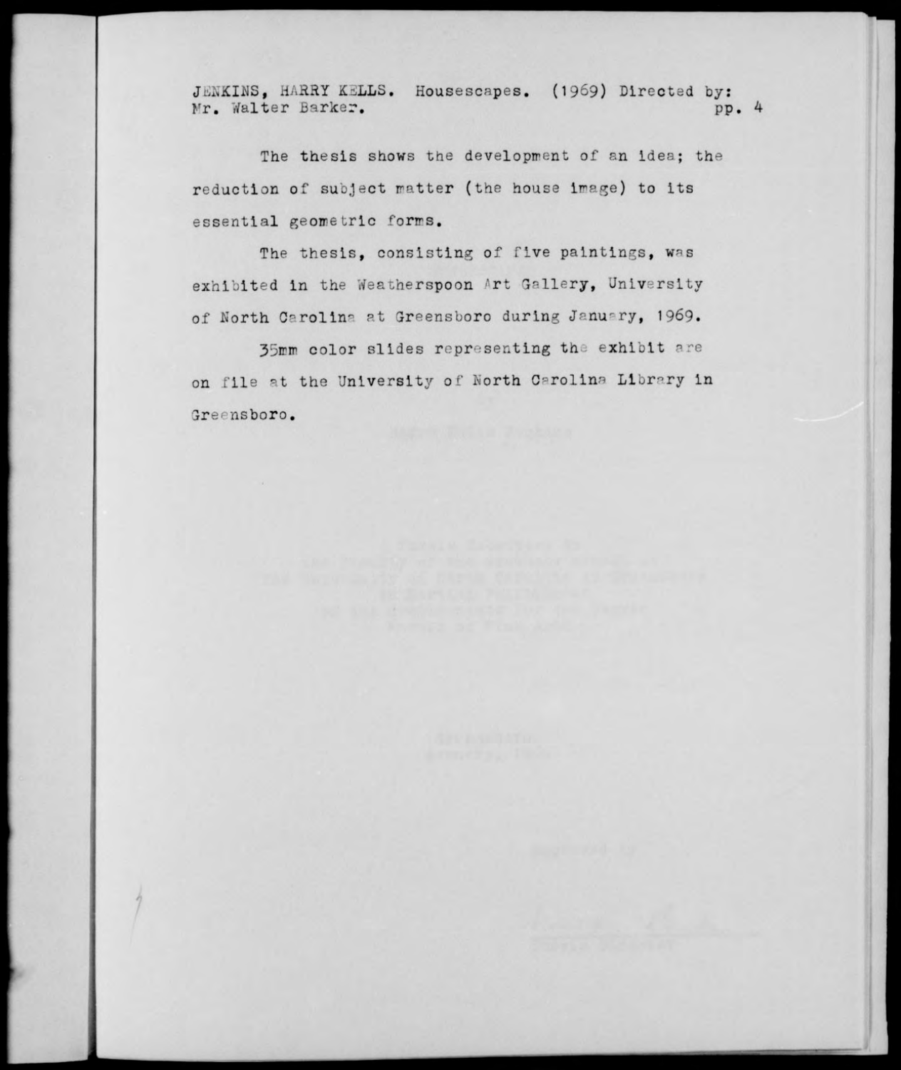JENKINS, HARRY KELLS. Housescapes. (1969) Directed by: Mr. Walter Barker. pp. 4

The thesis shows the development of an idea; the reduction of subject matter (the house image) to its essential geometric forms.

The thesis, consisting of five paintings, was exhibited in the Weatherspoon Art Gallery, University of North Carolina at Greensboro during January, 1969.

35mm color slides representing the exhibit are on file at the University of North Carolina Library in Greensboro.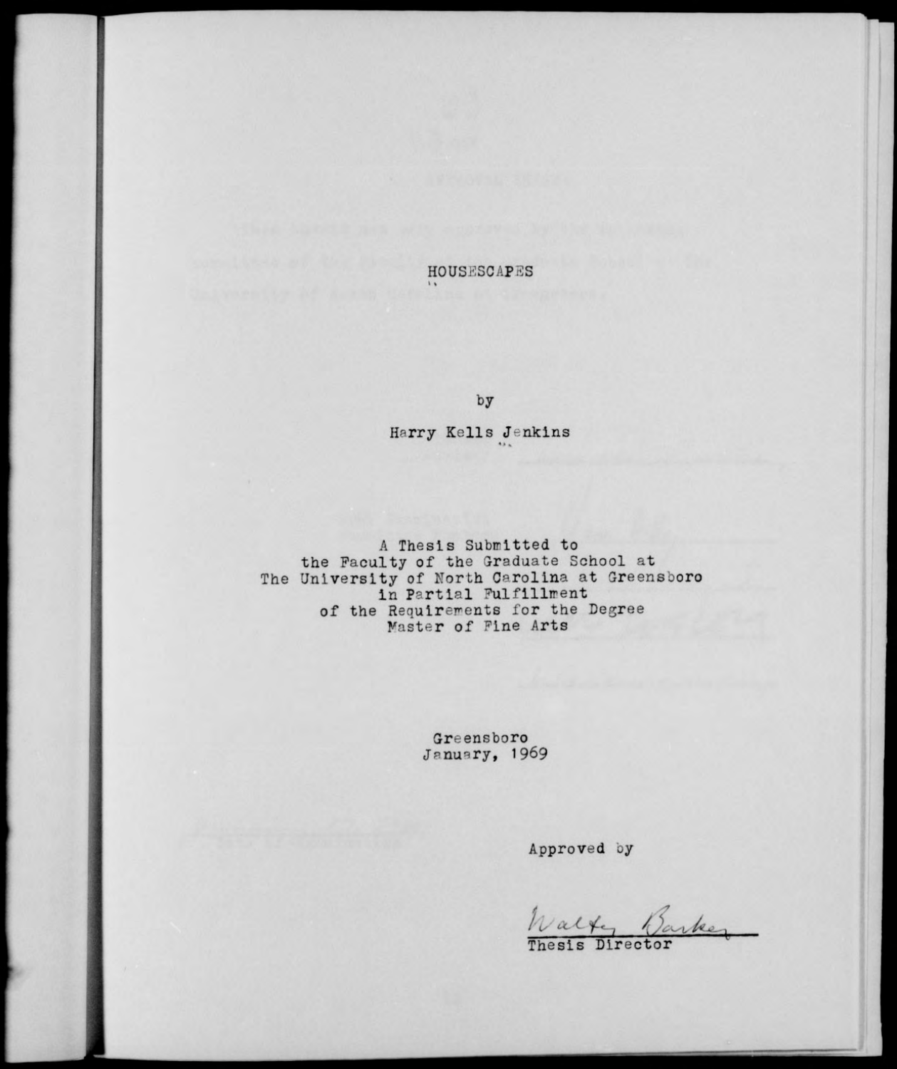# HOUSESCAPES

by

Harry Kells Jenkins

A Thesis Submitted to
the Faculty of the Graduate School at
The University of North Carolina at Greensboro
in Partial Fulfillment
of the Requirements for the Degree
Master of Fine Arts

Greensboro
January, 1969

Approved by

Walter Barker
Thesis Director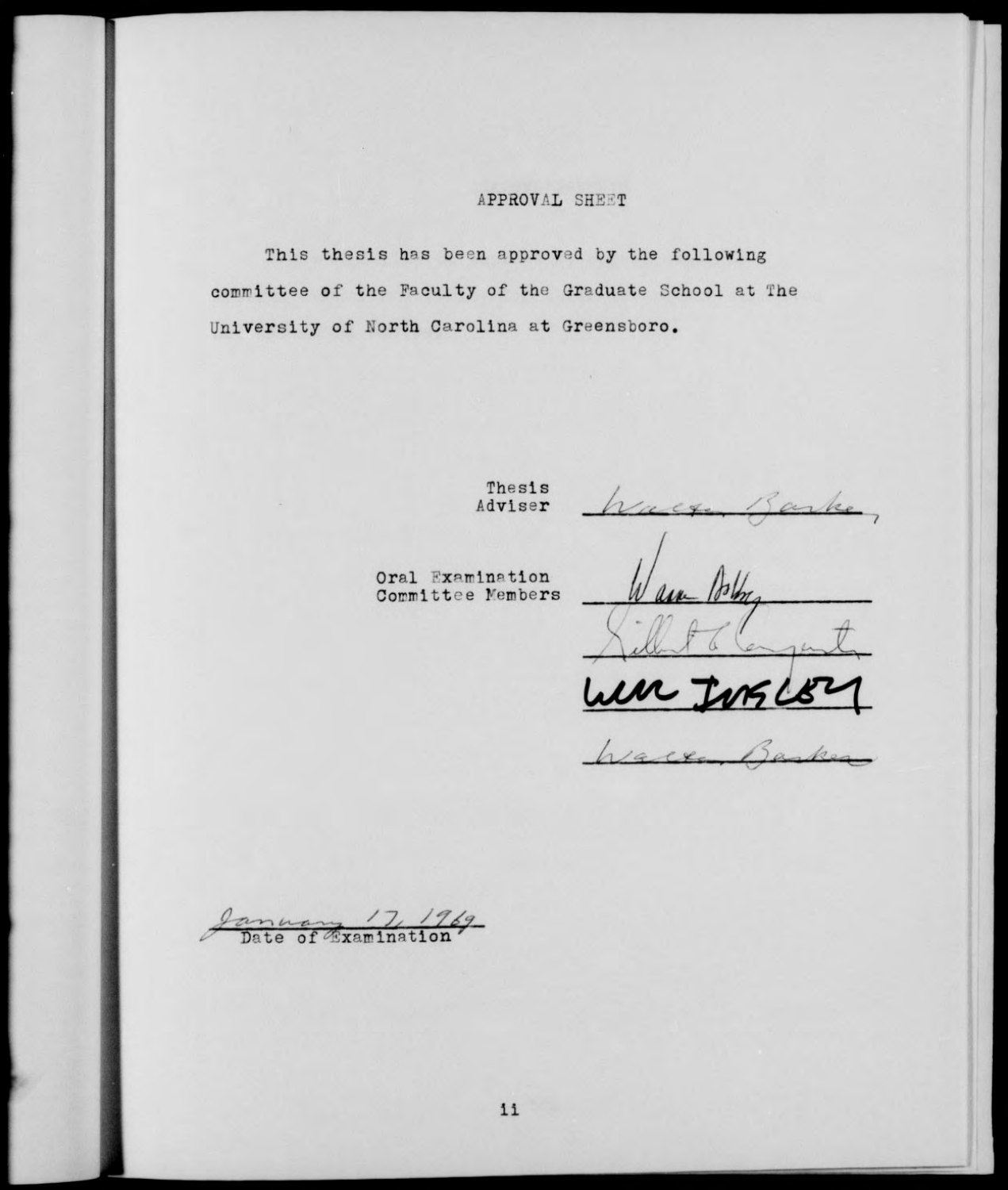## APPROVAL SHEET

This thesis has been approved by the following committee of the Faculty of the Graduate School at The University of North Carolina at Greensboro.

Thesis Adviser: Walter Barker

Oral Examination Committee Members:

Warren Ashby

Gilbert Carpenter

W.W. Ingsley

Walter Barker

January 17, 1969
Date of Examination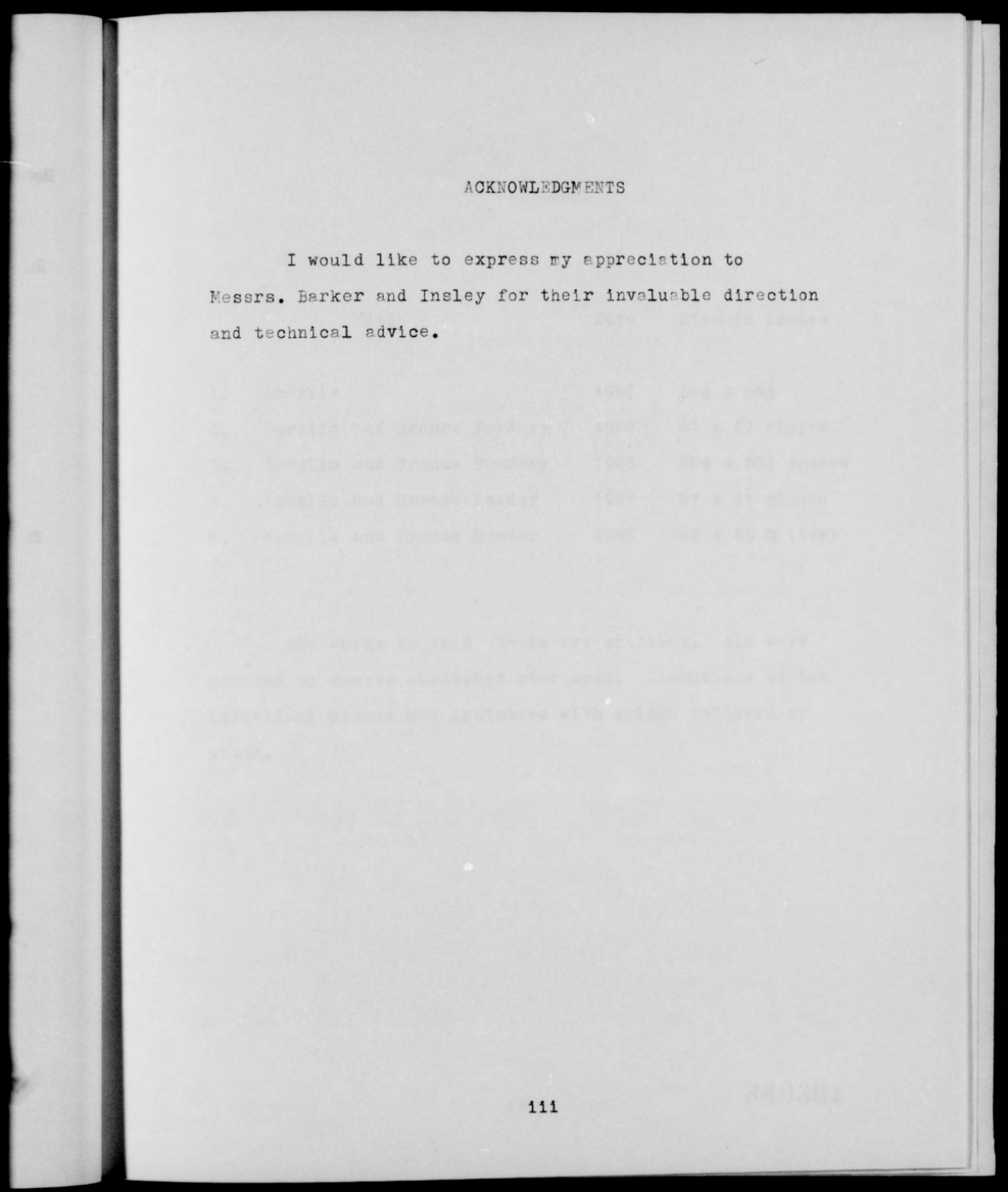# ACKNOWLEDGMENTS

I would like to express my appreciation to Messrs. Barker and Insley for their invaluable direction and technical advice.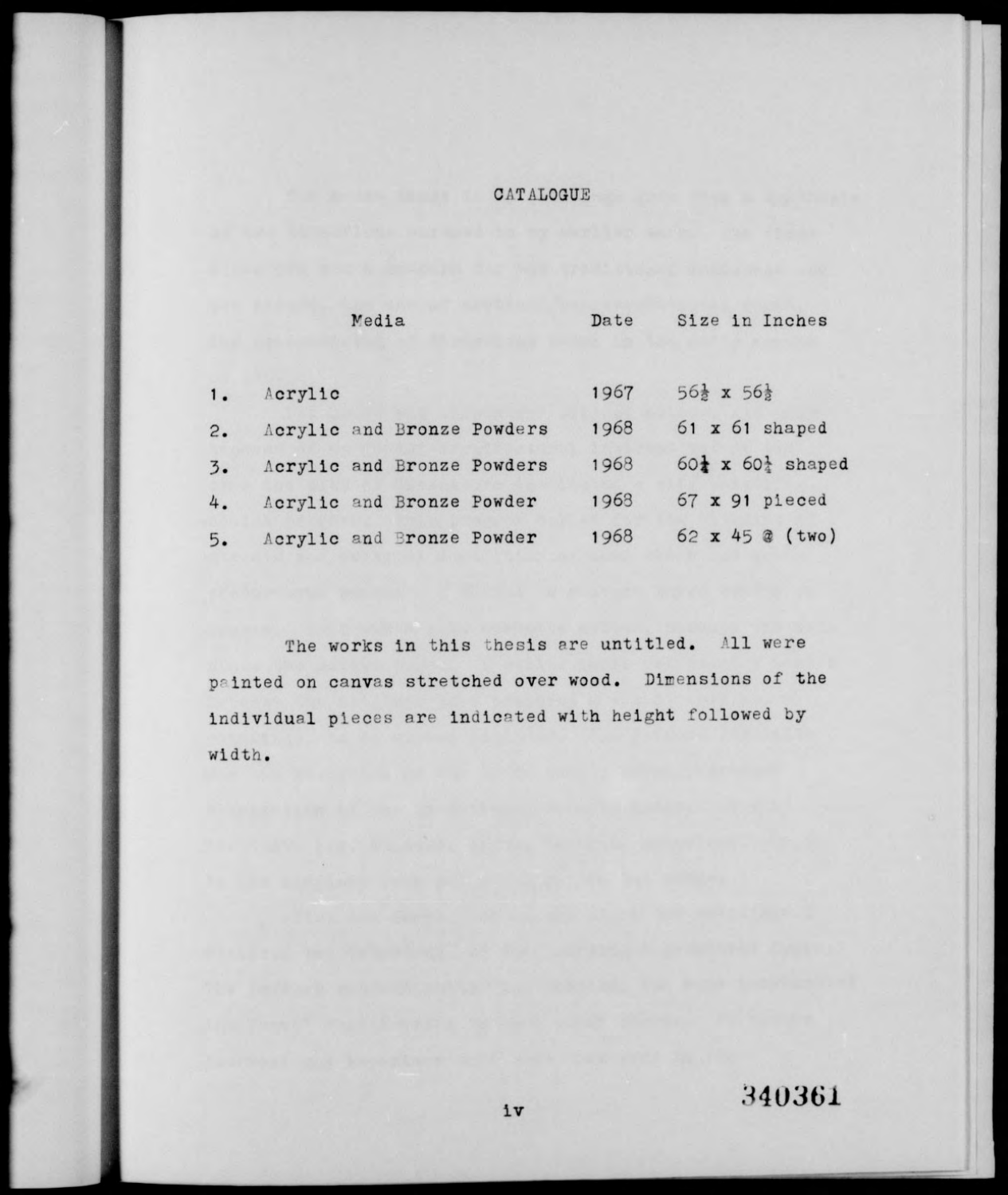# CATALOGUE

| | Media | Date | Size in Inches |
|---|---|---|---|
| 1. | Acrylic | 1967 | 56½ x 56½ |
| 2. | Acrylic and Bronze Powders | 1968 | 61 x 61 shaped |
| 3. | Acrylic and Bronze Powders | 1968 | 60¼ x 60¼ shaped |
| 4. | Acrylic and Bronze Powder | 1968 | 67 x 91 pieced |
| 5. | Acrylic and Bronze Powder | 1968 | 62 x 45 @ (two) |

The works in this thesis are untitled. All were painted on canvas stretched over wood. Dimensions of the individual pieces are indicated with height followed by width.

340361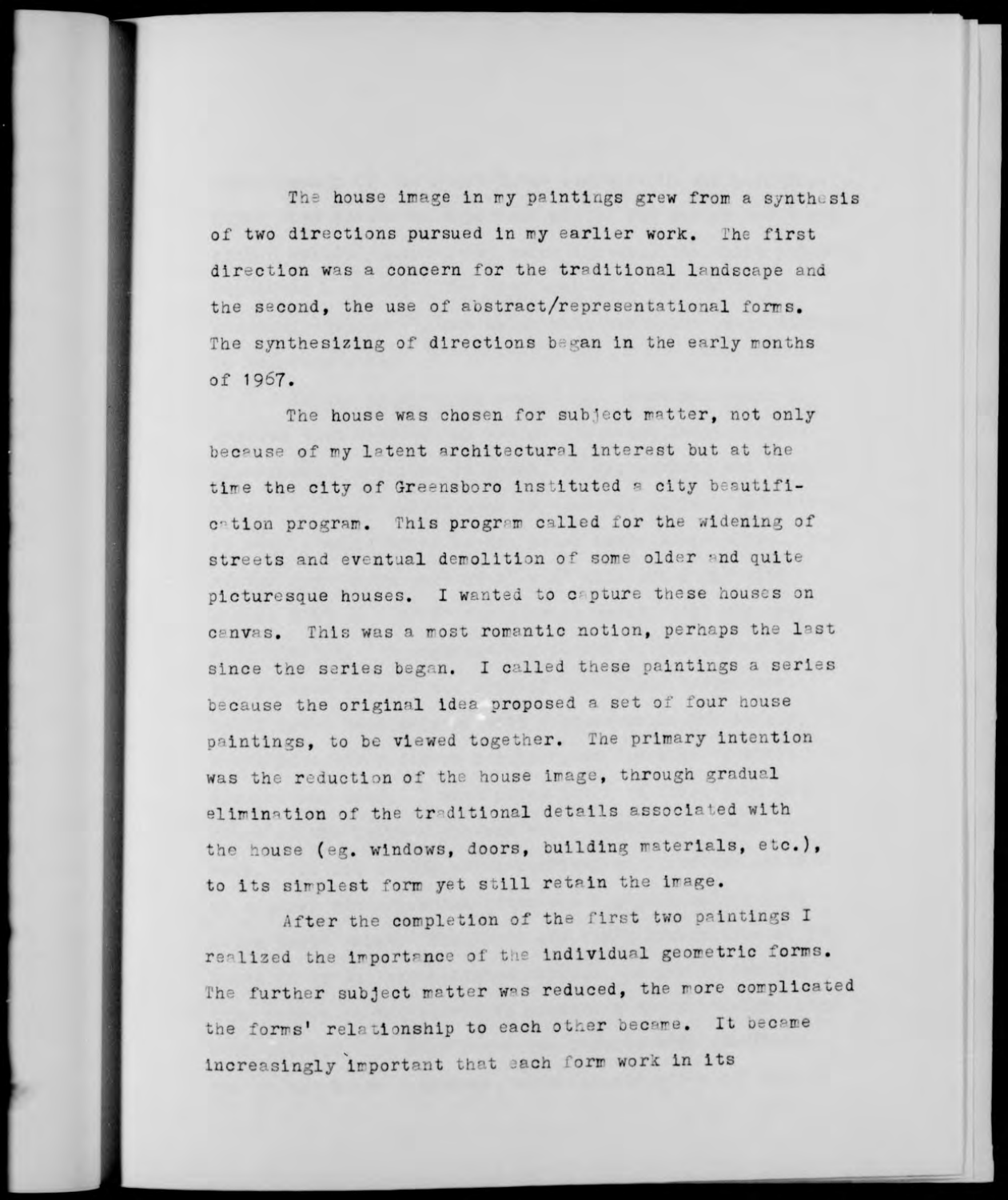The house image in my paintings grew from a synthesis of two directions pursued in my earlier work. The first direction was a concern for the traditional landscape and the second, the use of abstract/representational forms. The synthesizing of directions began in the early months of 1967.

The house was chosen for subject matter, not only because of my latent architectural interest but at the time the city of Greensboro instituted a city beautification program. This program called for the widening of streets and eventual demolition of some older and quite picturesque houses. I wanted to capture these houses on canvas. This was a most romantic notion, perhaps the last since the series began. I called these paintings a series because the original idea proposed a set of four house paintings, to be viewed together. The primary intention was the reduction of the house image, through gradual elimination of the traditional details associated with the house (eg. windows, doors, building materials, etc.), to its simplest form yet still retain the image.

After the completion of the first two paintings I realized the importance of the individual geometric forms. The further subject matter was reduced, the more complicated the forms' relationship to each other became. It became increasingly important that each form work in its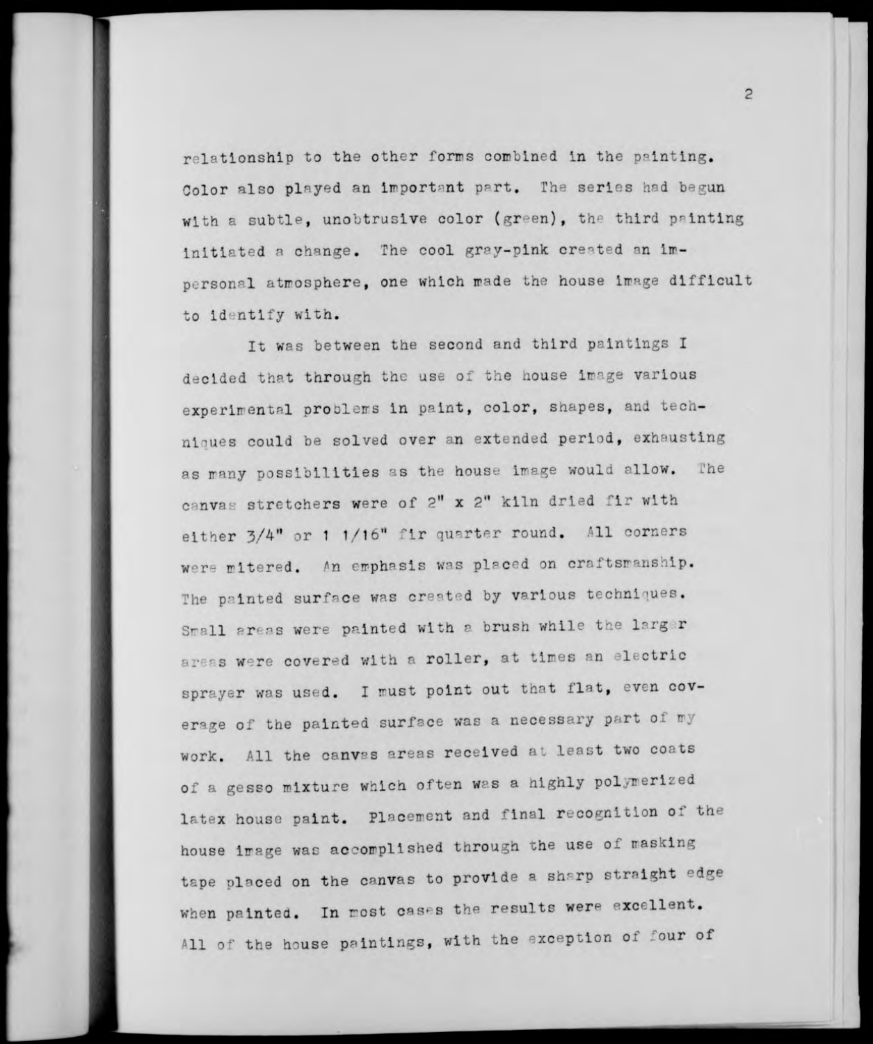relationship to the other forms combined in the painting. Color also played an important part. The series had begun with a subtle, unobtrusive color (green), the third painting initiated a change. The cool gray-pink created an impersonal atmosphere, one which made the house image difficult to identify with.

It was between the second and third paintings I decided that through the use of the house image various experimental problems in paint, color, shapes, and techniques could be solved over an extended period, exhausting as many possibilities as the house image would allow. The canvas stretchers were of 2" x 2" kiln dried fir with either 3/4" or 1 1/16" fir quarter round. All corners were mitered. An emphasis was placed on craftsmanship. The painted surface was created by various techniques. Small areas were painted with a brush while the larger areas were covered with a roller, at times an electric sprayer was used. I must point out that flat, even coverage of the painted surface was a necessary part of my work. All the canvas areas received at least two coats of a gesso mixture which often was a highly polymerized latex house paint. Placement and final recognition of the house image was accomplished through the use of masking tape placed on the canvas to provide a sharp straight edge when painted. In most cases the results were excellent. All of the house paintings, with the exception of four of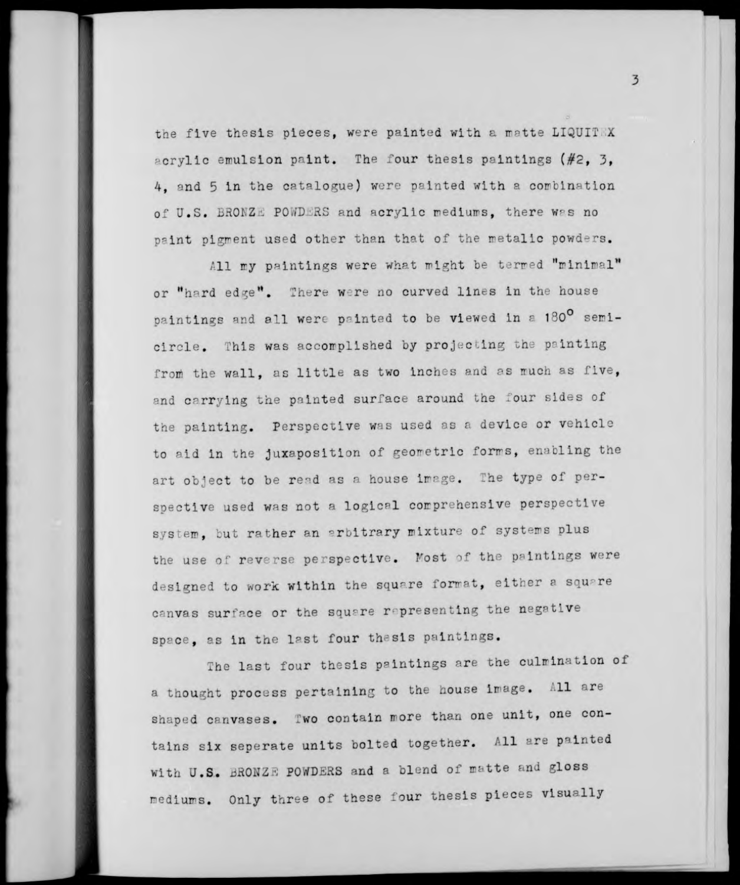the five thesis pieces, were painted with a matte LIQUITEX acrylic emulsion paint. The four thesis paintings (#2, 3, 4, and 5 in the catalogue) were painted with a combination of U.S. BRONZE POWDERS and acrylic mediums, there was no paint pigment used other than that of the metalic powders.

All my paintings were what might be termed "minimal" or "hard edge". There were no curved lines in the house paintings and all were painted to be viewed in a 180$^{\circ}$ semi-circle. This was accomplished by projecting the painting from the wall, as little as two inches and as much as five, and carrying the painted surface around the four sides of the painting. Perspective was used as a device or vehicle to aid in the juxaposition of geometric forms, enabling the art object to be read as a house image. The type of perspective used was not a logical comprehensive perspective system, but rather an arbitrary mixture of systems plus the use of reverse perspective. Most of the paintings were designed to work within the square format, either a square canvas surface or the square representing the negative space, as in the last four thesis paintings.

The last four thesis paintings are the culmination of a thought process pertaining to the house image. All are shaped canvases. Two contain more than one unit, one contains six seperate units bolted together. All are painted with U.S. BRONZE POWDERS and a blend of matte and gloss mediums. Only three of these four thesis pieces visually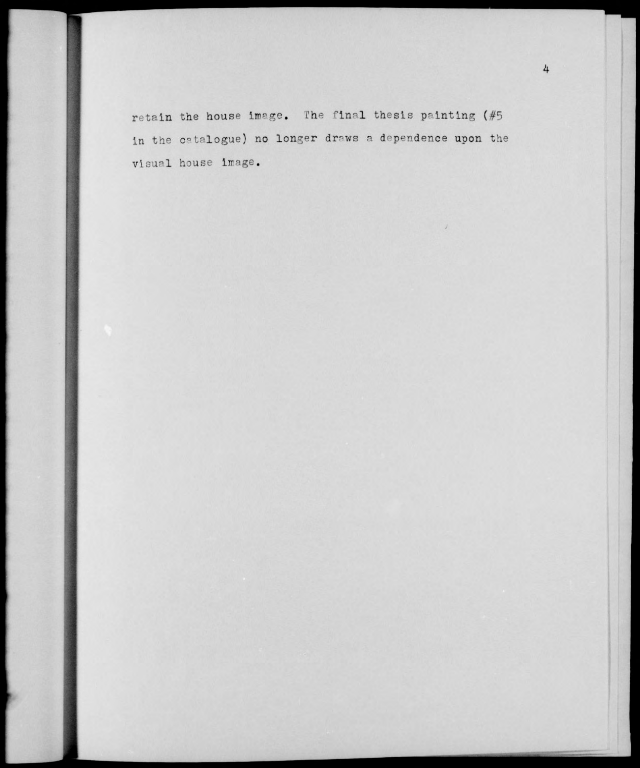retain the house image. The final thesis painting (#5 in the catalogue) no longer draws a dependence upon the visual house image.